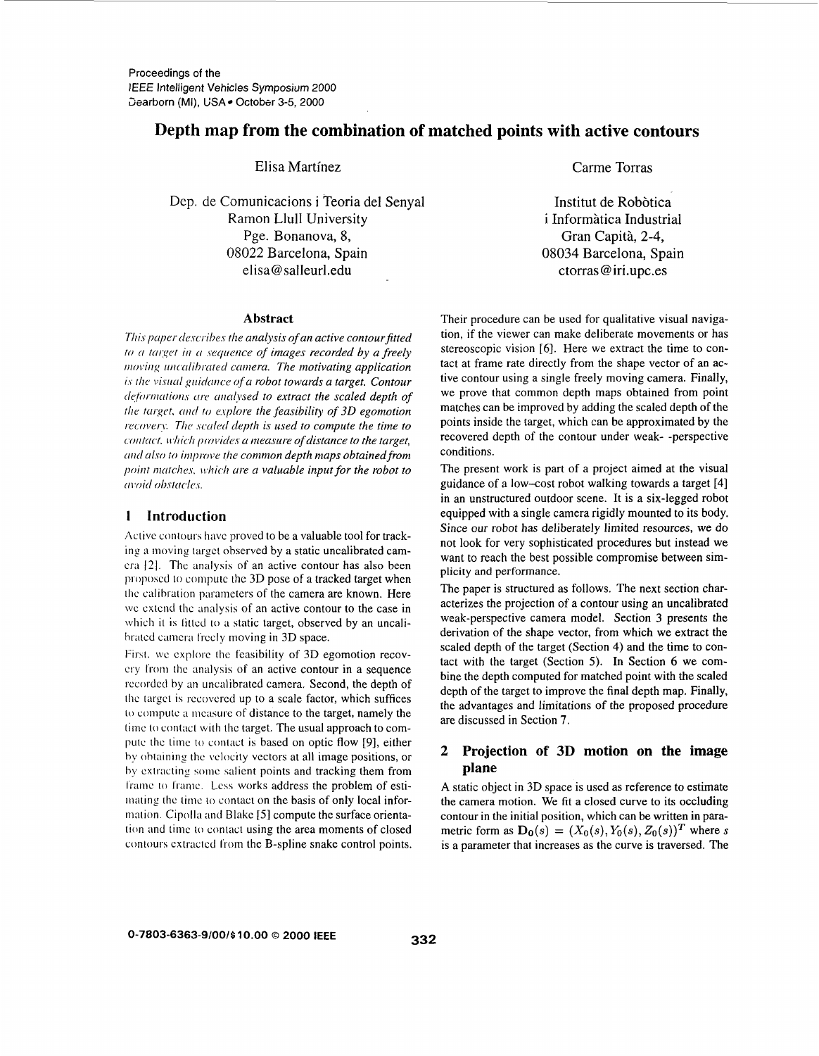# Depth map from the combination of matched points with active contours

Elisa Martínez

Dep. de Comunicacions i Teoria del Senyal
Ramon Llull University
Pge. Bonanova, 8,
08022 Barcelona, Spain
elisa@salleurl.edu

Carme Torras

Institut de Robòtica
i Informàtica Industrial
Gran Capità, 2-4,
08034 Barcelona, Spain
ctorras@iri.upc.es

### Abstract

*This paper describes the analysis of an active contour fitted to a target in a sequence of images recorded by a freely moving uncalibrated camera. The motivating application is the visual guidance of a robot towards a target. Contour deformations are analysed to extract the scaled depth of the target, and to explore the feasibility of 3D egomotion recovery. The scaled depth is used to compute the time to contact, which provides a measure of distance to the target, and also to improve the common depth maps obtained from point matches, which are a valuable input for the robot to avoid obstacles.*

## 1 Introduction

Active contours have proved to be a valuable tool for tracking a moving target observed by a static uncalibrated camera [2]. The analysis of an active contour has also been proposed to compute the 3D pose of a tracked target when the calibration parameters of the camera are known. Here we extend the analysis of an active contour to the case in which it is fitted to a static target, observed by an uncalibrated camera freely moving in 3D space.

First, we explore the feasibility of 3D egomotion recovery from the analysis of an active contour in a sequence recorded by an uncalibrated camera. Second, the depth of the target is recovered up to a scale factor, which suffices to compute a measure of distance to the target, namely the time to contact with the target. The usual approach to compute the time to contact is based on optic flow [9], either by obtaining the velocity vectors at all image positions, or by extracting some salient points and tracking them from frame to frame. Less works address the problem of estimating the time to contact on the basis of only local information. Cipolla and Blake [5] compute the surface orientation and time to contact using the area moments of closed contours extracted from the B-spline snake control points. Their procedure can be used for qualitative visual navigation, if the viewer can make deliberate movements or has stereoscopic vision [6]. Here we extract the time to contact at frame rate directly from the shape vector of an active contour using a single freely moving camera. Finally, we prove that common depth maps obtained from point matches can be improved by adding the scaled depth of the points inside the target, which can be approximated by the recovered depth of the contour under weak- -perspective conditions.

The present work is part of a project aimed at the visual guidance of a low–cost robot walking towards a target [4] in an unstructured outdoor scene. It is a six-legged robot equipped with a single camera rigidly mounted to its body. Since our robot has deliberately limited resources, we do not look for very sophisticated procedures but instead we want to reach the best possible compromise between simplicity and performance.

The paper is structured as follows. The next section characterizes the projection of a contour using an uncalibrated weak-perspective camera model. Section 3 presents the derivation of the shape vector, from which we extract the scaled depth of the target (Section 4) and the time to contact with the target (Section 5). In Section 6 we combine the depth computed for matched point with the scaled depth of the target to improve the final depth map. Finally, the advantages and limitations of the proposed procedure are discussed in Section 7.

## 2 Projection of 3D motion on the image plane

A static object in 3D space is used as reference to estimate the camera motion. We fit a closed curve to its occluding contour in the initial position, which can be written in parametric form as $\mathbf{D_0}(s) = (X_0(s), Y_0(s), Z_0(s))^T$ where $s$ is a parameter that increases as the curve is traversed. The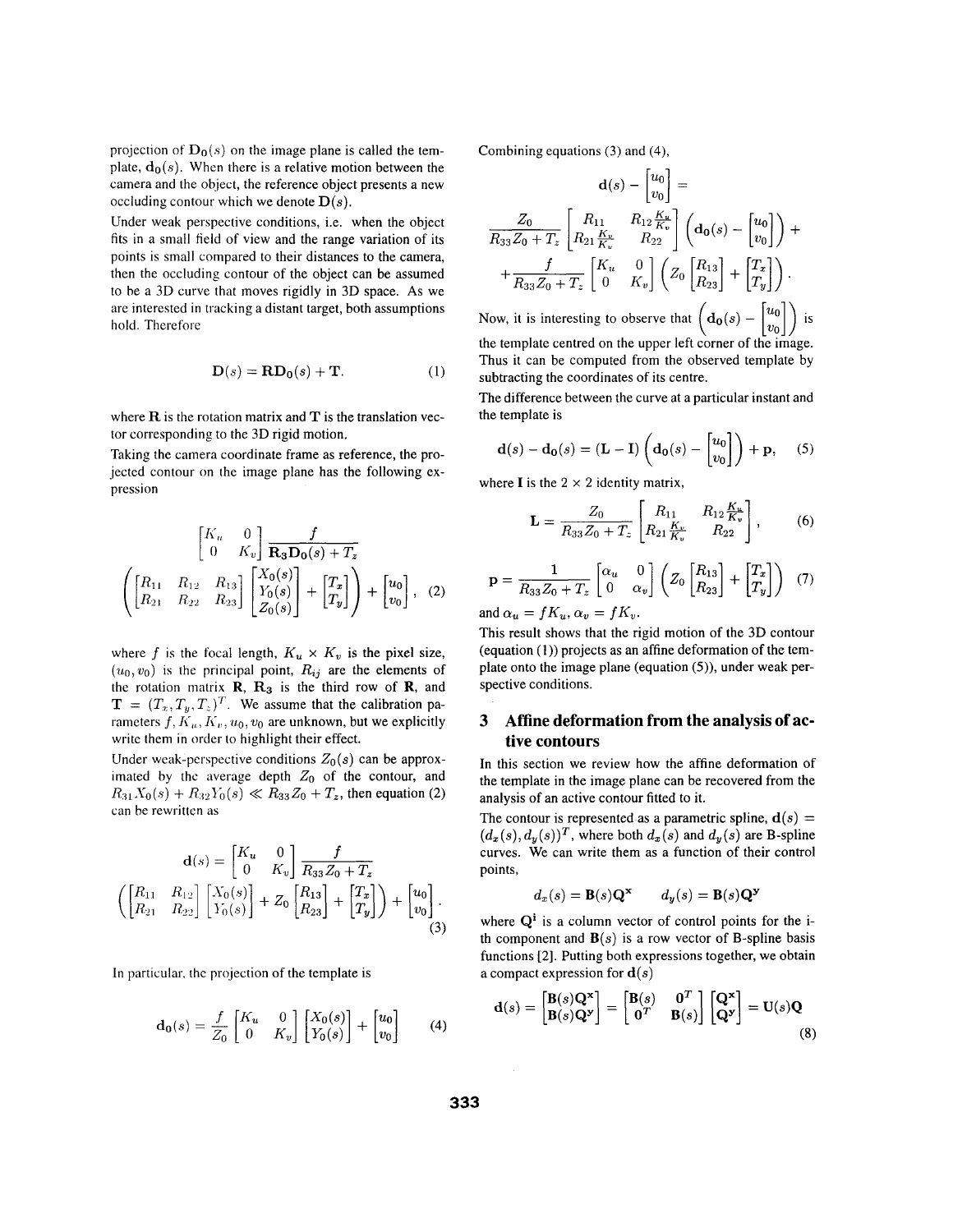projection of $\mathbf{D_0}(s)$ on the image plane is called the template, $\mathbf{d_0}(s)$. When there is a relative motion between the camera and the object, the reference object presents a new occluding contour which we denote $\mathbf{D}(s)$.

Under weak perspective conditions, i.e. when the object fits in a small field of view and the range variation of its points is small compared to their distances to the camera, then the occluding contour of the object can be assumed to be a 3D curve that moves rigidly in 3D space. As we are interested in tracking a distant target, both assumptions hold. Therefore

$$\mathbf{D}(s) = \mathbf{R}\mathbf{D_0}(s) + \mathbf{T}. \tag{1}$$

where $\mathbf{R}$ is the rotation matrix and $\mathbf{T}$ is the translation vector corresponding to the 3D rigid motion.

Taking the camera coordinate frame as reference, the projected contour on the image plane has the following expression

$$\begin{bmatrix} K_u & 0 \\ 0 & K_v \end{bmatrix} \frac{f}{\mathbf{R_3}\mathbf{D_0}(s) + T_z} \left( \begin{bmatrix} R_{11} & R_{12} & R_{13} \\ R_{21} & R_{22} & R_{23} \end{bmatrix} \begin{bmatrix} X_0(s) \\ Y_0(s) \\ Z_0(s) \end{bmatrix} + \begin{bmatrix} T_x \\ T_y \end{bmatrix} \right) + \begin{bmatrix} u_0 \\ v_0 \end{bmatrix}, \tag{2}$$

where $f$ is the focal length, $K_u \times K_v$ is the pixel size, $(u_0, v_0)$ is the principal point, $R_{ij}$ are the elements of the rotation matrix $\mathbf{R}$, $\mathbf{R_3}$ is the third row of $\mathbf{R}$, and $\mathbf{T} = (T_x, T_y, T_z)^T$. We assume that the calibration parameters $f, K_u, K_v, u_0, v_0$ are unknown, but we explicitly write them in order to highlight their effect.

Under weak-perspective conditions $Z_0(s)$ can be approximated by the average depth $Z_0$ of the contour, and $R_{31}X_0(s) + R_{32}Y_0(s) \ll R_{33}Z_0 + T_z$, then equation (2) can be rewritten as

$$\mathbf{d}(s) = \begin{bmatrix} K_u & 0 \\ 0 & K_v \end{bmatrix} \frac{f}{R_{33}Z_0 + T_z} \left( \begin{bmatrix} R_{11} & R_{12} \\ R_{21} & R_{22} \end{bmatrix} \begin{bmatrix} X_0(s) \\ Y_0(s) \end{bmatrix} + Z_0 \begin{bmatrix} R_{13} \\ R_{23} \end{bmatrix} + \begin{bmatrix} T_x \\ T_y \end{bmatrix} \right) + \begin{bmatrix} u_0 \\ v_0 \end{bmatrix}. \tag{3}$$

In particular, the projection of the template is

$$\mathbf{d_0}(s) = \frac{f}{Z_0} \begin{bmatrix} K_u & 0 \\ 0 & K_v \end{bmatrix} \begin{bmatrix} X_0(s) \\ Y_0(s) \end{bmatrix} + \begin{bmatrix} u_0 \\ v_0 \end{bmatrix} \tag{4}$$

Combining equations (3) and (4),

$$\mathbf{d}(s) - \begin{bmatrix} u_0 \\ v_0 \end{bmatrix} = \frac{Z_0}{R_{33}Z_0 + T_z} \begin{bmatrix} R_{11} & R_{12}\frac{K_u}{K_v} \\ R_{21}\frac{K_v}{K_u} & R_{22} \end{bmatrix} \left( \mathbf{d_0}(s) - \begin{bmatrix} u_0 \\ v_0 \end{bmatrix} \right) + \\ + \frac{f}{R_{33}Z_0 + T_z} \begin{bmatrix} K_u & 0 \\ 0 & K_v \end{bmatrix} \left( Z_0 \begin{bmatrix} R_{13} \\ R_{23} \end{bmatrix} + \begin{bmatrix} T_x \\ T_y \end{bmatrix} \right).$$

Now, it is interesting to observe that $\left( \mathbf{d_0}(s) - \begin{bmatrix} u_0 \\ v_0 \end{bmatrix} \right)$ is the template centred on the upper left corner of the image. Thus it can be computed from the observed template by subtracting the coordinates of its centre.

The difference between the curve at a particular instant and the template is

$$\mathbf{d}(s) - \mathbf{d_0}(s) = (\mathbf{L} - \mathbf{I}) \left( \mathbf{d_0}(s) - \begin{bmatrix} u_0 \\ v_0 \end{bmatrix} \right) + \mathbf{p}, \tag{5}$$

where $\mathbf{I}$ is the $2 \times 2$ identity matrix,

$$\mathbf{L} = \frac{Z_0}{R_{33}Z_0 + T_z} \begin{bmatrix} R_{11} & R_{12}\frac{K_u}{K_v} \\ R_{21}\frac{K_v}{K_u} & R_{22} \end{bmatrix}, \tag{6}$$

$$\mathbf{p} = \frac{1}{R_{33}Z_0 + T_z} \begin{bmatrix} \alpha_u & 0 \\ 0 & \alpha_v \end{bmatrix} \left( Z_0 \begin{bmatrix} R_{13} \\ R_{23} \end{bmatrix} + \begin{bmatrix} T_x \\ T_y \end{bmatrix} \right) \tag{7}$$

and $\alpha_u = fK_u, \alpha_v = fK_v$.

This result shows that the rigid motion of the 3D contour (equation (1)) projects as an affine deformation of the template onto the image plane (equation (5)), under weak perspective conditions.

## 3 Affine deformation from the analysis of active contours

In this section we review how the affine deformation of the template in the image plane can be recovered from the analysis of an active contour fitted to it.

The contour is represented as a parametric spline, $\mathbf{d}(s) = (d_x(s), d_y(s))^T$, where both $d_x(s)$ and $d_y(s)$ are B-spline curves. We can write them as a function of their control points,

$$d_x(s) = \mathbf{B}(s)\mathbf{Q^x} \qquad d_y(s) = \mathbf{B}(s)\mathbf{Q^y}$$

where $\mathbf{Q^i}$ is a column vector of control points for the i-th component and $\mathbf{B}(s)$ is a row vector of B-spline basis functions [2]. Putting both expressions together, we obtain a compact expression for $\mathbf{d}(s)$

$$\mathbf{d}(s) = \begin{bmatrix} \mathbf{B}(s)\mathbf{Q^x} \\ \mathbf{B}(s)\mathbf{Q^y} \end{bmatrix} = \begin{bmatrix} \mathbf{B}(s) & \mathbf{0}^T \\ \mathbf{0}^T & \mathbf{B}(s) \end{bmatrix} \begin{bmatrix} \mathbf{Q^x} \\ \mathbf{Q^y} \end{bmatrix} = \mathbf{U}(s)\mathbf{Q} \tag{8}$$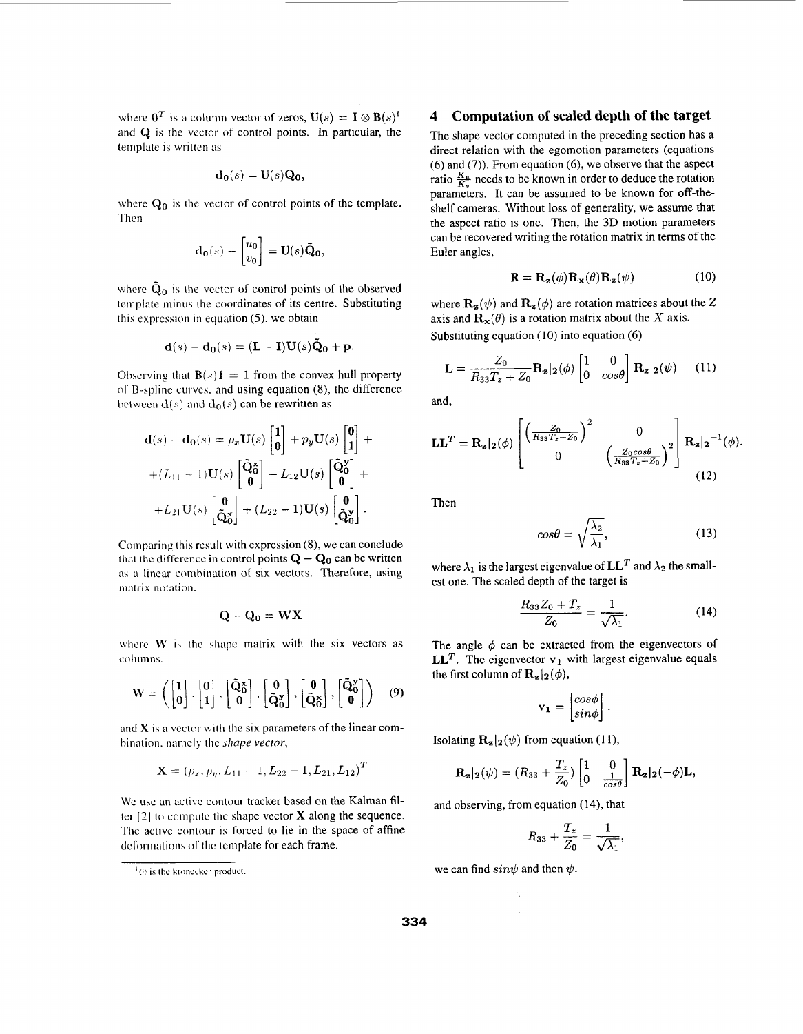where $0^T$ is a column vector of zeros, $\mathbf{U}(s) = \mathbf{I} \otimes \mathbf{B}(s)$[1] and $\mathbf{Q}$ is the vector of control points. In particular, the template is written as

$$\mathbf{d_0}(s) = \mathbf{U}(s)\mathbf{Q_0},$$

where $\mathbf{Q_0}$ is the vector of control points of the template. Then

$$\mathbf{d_0}(s) - \begin{bmatrix} u_0 \\ v_0 \end{bmatrix} = \mathbf{U}(s)\tilde{\mathbf{Q}}_\mathbf{0},$$

where $\tilde{\mathbf{Q}}_\mathbf{0}$ is the vector of control points of the observed template minus the coordinates of its centre. Substituting this expression in equation (5), we obtain

$$\mathbf{d}(s) - \mathbf{d_0}(s) = (\mathbf{L} - \mathbf{I})\mathbf{U}(s)\tilde{\mathbf{Q}}_\mathbf{0} + \mathbf{p}.$$

Observing that $\mathbf{B}(s)\mathbf{1} = 1$ from the convex hull property of B-spline curves, and using equation (8), the difference between $\mathbf{d}(s)$ and $\mathbf{d_0}(s)$ can be rewritten as

$$\begin{aligned}\mathbf{d}(s) - \mathbf{d_0}(s) &= p_x\mathbf{U}(s)\begin{bmatrix}\mathbf{1}\\ \mathbf{0}\end{bmatrix} + p_y\mathbf{U}(s)\begin{bmatrix}\mathbf{0}\\ \mathbf{1}\end{bmatrix} + \\ &+ (L_{11}-1)\mathbf{U}(s)\begin{bmatrix}\tilde{\mathbf{Q}}_\mathbf{0}^\mathbf{x}\\ \mathbf{0}\end{bmatrix} + L_{12}\mathbf{U}(s)\begin{bmatrix}\tilde{\mathbf{Q}}_\mathbf{0}^\mathbf{y}\\ \mathbf{0}\end{bmatrix} + \\ &+ L_{21}\mathbf{U}(s)\begin{bmatrix}\mathbf{0}\\ \tilde{\mathbf{Q}}_\mathbf{0}^\mathbf{x}\end{bmatrix} + (L_{22}-1)\mathbf{U}(s)\begin{bmatrix}\mathbf{0}\\ \tilde{\mathbf{Q}}_\mathbf{0}^\mathbf{y}\end{bmatrix}.\end{aligned}$$

Comparing this result with expression (8), we can conclude that the difference in control points $\mathbf{Q} - \mathbf{Q_0}$ can be written as a linear combination of six vectors. Therefore, using matrix notation,

$$\mathbf{Q} - \mathbf{Q_0} = \mathbf{W}\mathbf{X}$$

where $\mathbf{W}$ is the shape matrix with the six vectors as columns,

$$\mathbf{W} = \left(\begin{bmatrix}\mathbf{1}\\ \mathbf{0}\end{bmatrix}, \begin{bmatrix}\mathbf{0}\\ \mathbf{1}\end{bmatrix}, \begin{bmatrix}\tilde{\mathbf{Q}}_\mathbf{0}^\mathbf{x}\\ \mathbf{0}\end{bmatrix}, \begin{bmatrix}\mathbf{0}\\ \tilde{\mathbf{Q}}_\mathbf{0}^\mathbf{y}\end{bmatrix}, \begin{bmatrix}\mathbf{0}\\ \tilde{\mathbf{Q}}_\mathbf{0}^\mathbf{x}\end{bmatrix}, \begin{bmatrix}\tilde{\mathbf{Q}}_\mathbf{0}^\mathbf{y}\\ \mathbf{0}\end{bmatrix}\right) \quad (9)$$

and $\mathbf{X}$ is a vector with the six parameters of the linear combination, namely the *shape vector*,

$$\mathbf{X} = (p_x, p_y, L_{11}-1, L_{22}-1, L_{21}, L_{12})^T$$

We use an active contour tracker based on the Kalman filter [2] to compute the shape vector $\mathbf{X}$ along the sequence. The active contour is forced to lie in the space of affine deformations of the template for each frame.

[1] $\otimes$ is the Kronecker product.

## 4 Computation of scaled depth of the target

The shape vector computed in the preceding section has a direct relation with the egomotion parameters (equations (6) and (7)). From equation (6), we observe that the aspect ratio $\frac{K_u}{K_v}$ needs to be known in order to deduce the rotation parameters. It can be assumed to be known for off-the-shelf cameras. Without loss of generality, we assume that the aspect ratio is one. Then, the 3D motion parameters can be recovered writing the rotation matrix in terms of the Euler angles,

$$\mathbf{R} = \mathbf{R_z}(\phi)\mathbf{R_x}(\theta)\mathbf{R_z}(\psi) \qquad (10)$$

where $\mathbf{R_z}(\psi)$ and $\mathbf{R_z}(\phi)$ are rotation matrices about the $Z$ axis and $\mathbf{R_x}(\theta)$ is a rotation matrix about the $X$ axis.
Substituting equation (10) into equation (6)

$$\mathbf{L} = \frac{Z_0}{R_{33}T_z + Z_0}\mathbf{R_z}|_2(\phi)\begin{bmatrix}1 & 0\\ 0 & cos\theta\end{bmatrix}\mathbf{R_z}|_2(\psi) \qquad (11)$$

and,

$$\mathbf{L}\mathbf{L}^T = \mathbf{R_z}|_2(\phi)\begin{bmatrix}\left(\frac{Z_0}{R_{33}T_z+Z_0}\right)^2 & 0\\ 0 & \left(\frac{Z_0 cos\theta}{R_{33}T_z+Z_0}\right)^2\end{bmatrix}\mathbf{R_z}|_2{}^{-1}(\phi). \qquad (12)$$

Then

$$cos\theta = \sqrt{\frac{\lambda_2}{\lambda_1}}, \qquad (13)$$

where $\lambda_1$ is the largest eigenvalue of $\mathbf{L}\mathbf{L}^T$ and $\lambda_2$ the smallest one. The scaled depth of the target is

$$\frac{R_{33}Z_0 + T_z}{Z_0} = \frac{1}{\sqrt{\lambda_1}}. \qquad (14)$$

The angle $\phi$ can be extracted from the eigenvectors of $\mathbf{L}\mathbf{L}^T$. The eigenvector $\mathbf{v_1}$ with largest eigenvalue equals the first column of $\mathbf{R_z}|_2(\phi)$,

$$\mathbf{v_1} = \begin{bmatrix}cos\phi\\ sin\phi\end{bmatrix}.$$

Isolating $\mathbf{R_z}|_2(\psi)$ from equation (11),

$$\mathbf{R_z}|_2(\psi) = (R_{33} + \frac{T_z}{Z_0})\begin{bmatrix}1 & 0\\ 0 & \frac{1}{cos\theta}\end{bmatrix}\mathbf{R_z}|_2(-\phi)\mathbf{L},$$

and observing, from equation (14), that

$$R_{33} + \frac{T_z}{Z_0} = \frac{1}{\sqrt{\lambda_1}},$$

we can find $sin\psi$ and then $\psi$.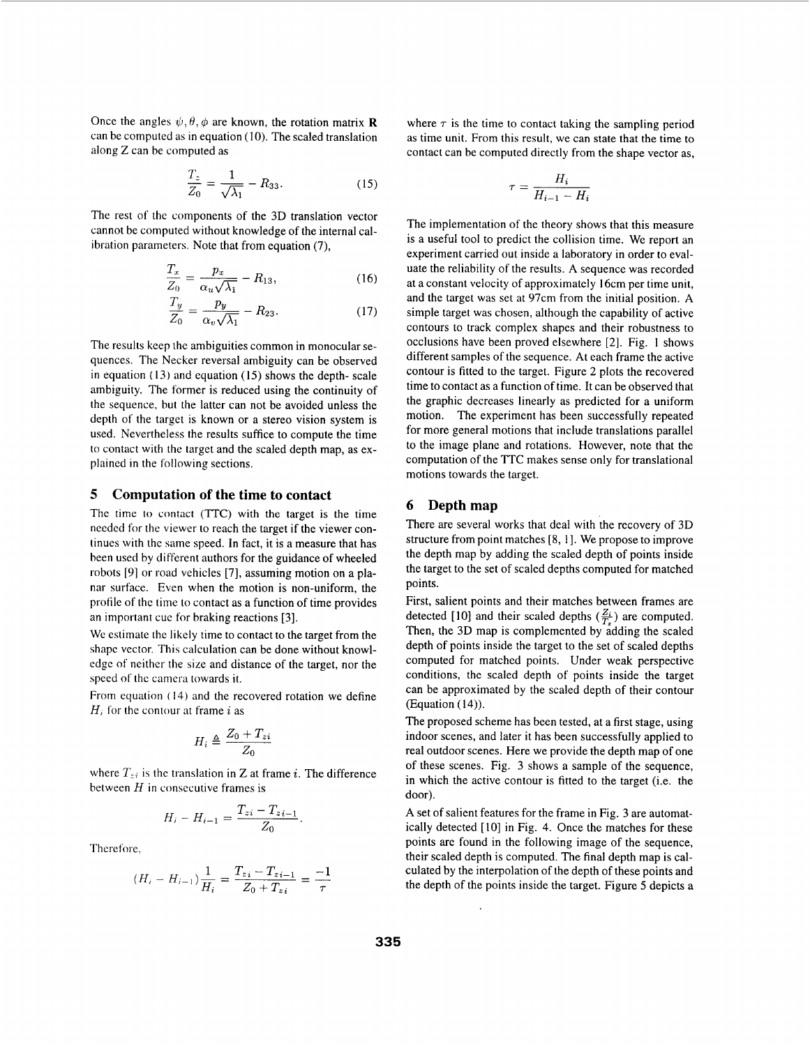Once the angles $\psi, \theta, \phi$ are known, the rotation matrix $\mathbf{R}$ can be computed as in equation (10). The scaled translation along Z can be computed as

$$\frac{T_z}{Z_0} = \frac{1}{\sqrt{\lambda_1}} - R_{33}. \tag{15}$$

The rest of the components of the 3D translation vector cannot be computed without knowledge of the internal calibration parameters. Note that from equation (7),

$$\frac{T_x}{Z_0} = \frac{p_x}{\alpha_u \sqrt{\lambda_1}} - R_{13}, \tag{16}$$

$$\frac{T_y}{Z_0} = \frac{p_y}{\alpha_v \sqrt{\lambda_1}} - R_{23}. \tag{17}$$

The results keep the ambiguities common in monocular sequences. The Necker reversal ambiguity can be observed in equation (13) and equation (15) shows the depth- scale ambiguity. The former is reduced using the continuity of the sequence, but the latter can not be avoided unless the depth of the target is known or a stereo vision system is used. Nevertheless the results suffice to compute the time to contact with the target and the scaled depth map, as explained in the following sections.

## 5 Computation of the time to contact

The time to contact (TTC) with the target is the time needed for the viewer to reach the target if the viewer continues with the same speed. In fact, it is a measure that has been used by different authors for the guidance of wheeled robots [9] or road vehicles [7], assuming motion on a planar surface. Even when the motion is non-uniform, the profile of the time to contact as a function of time provides an important cue for braking reactions [3].

We estimate the likely time to contact to the target from the shape vector. This calculation can be done without knowledge of neither the size and distance of the target, nor the speed of the camera towards it.

From equation (14) and the recovered rotation we define $H_i$ for the contour at frame $i$ as

$$H_i \triangleq \frac{Z_0 + T_{zi}}{Z_0}$$

where $T_{zi}$ is the translation in Z at frame $i$. The difference between $H$ in consecutive frames is

$$H_i - H_{i-1} = \frac{T_{zi} - T_{zi-1}}{Z_0}.$$

Therefore,

$$(H_i - H_{i-1})\frac{1}{H_i} = \frac{T_{zi} - T_{zi-1}}{Z_0 + T_{zi}} = \frac{-1}{\tau}$$

where $\tau$ is the time to contact taking the sampling period as time unit. From this result, we can state that the time to contact can be computed directly from the shape vector as,

$$\tau = \frac{H_i}{H_{i-1} - H_i}$$

The implementation of the theory shows that this measure is a useful tool to predict the collision time. We report an experiment carried out inside a laboratory in order to evaluate the reliability of the results. A sequence was recorded at a constant velocity of approximately 16cm per time unit, and the target was set at 97cm from the initial position. A simple target was chosen, although the capability of active contours to track complex shapes and their robustness to occlusions have been proved elsewhere [2]. Fig. 1 shows different samples of the sequence. At each frame the active contour is fitted to the target. Figure 2 plots the recovered time to contact as a function of time. It can be observed that the graphic decreases linearly as predicted for a uniform motion. The experiment has been successfully repeated for more general motions that include translations parallel to the image plane and rotations. However, note that the computation of the TTC makes sense only for translational motions towards the target.

## 6 Depth map

There are several works that deal with the recovery of 3D structure from point matches [8, 1]. We propose to improve the depth map by adding the scaled depth of points inside the target to the set of scaled depths computed for matched points.

First, salient points and their matches between frames are detected [10] and their scaled depths ($\frac{Z_i}{T_z}$) are computed. Then, the 3D map is complemented by adding the scaled depth of points inside the target to the set of scaled depths computed for matched points. Under weak perspective conditions, the scaled depth of points inside the target can be approximated by the scaled depth of their contour (Equation (14)).

The proposed scheme has been tested, at a first stage, using indoor scenes, and later it has been successfully applied to real outdoor scenes. Here we provide the depth map of one of these scenes. Fig. 3 shows a sample of the sequence, in which the active contour is fitted to the target (i.e. the door).

A set of salient features for the frame in Fig. 3 are automatically detected [10] in Fig. 4. Once the matches for these points are found in the following image of the sequence, their scaled depth is computed. The final depth map is calculated by the interpolation of the depth of these points and the depth of the points inside the target. Figure 5 depicts a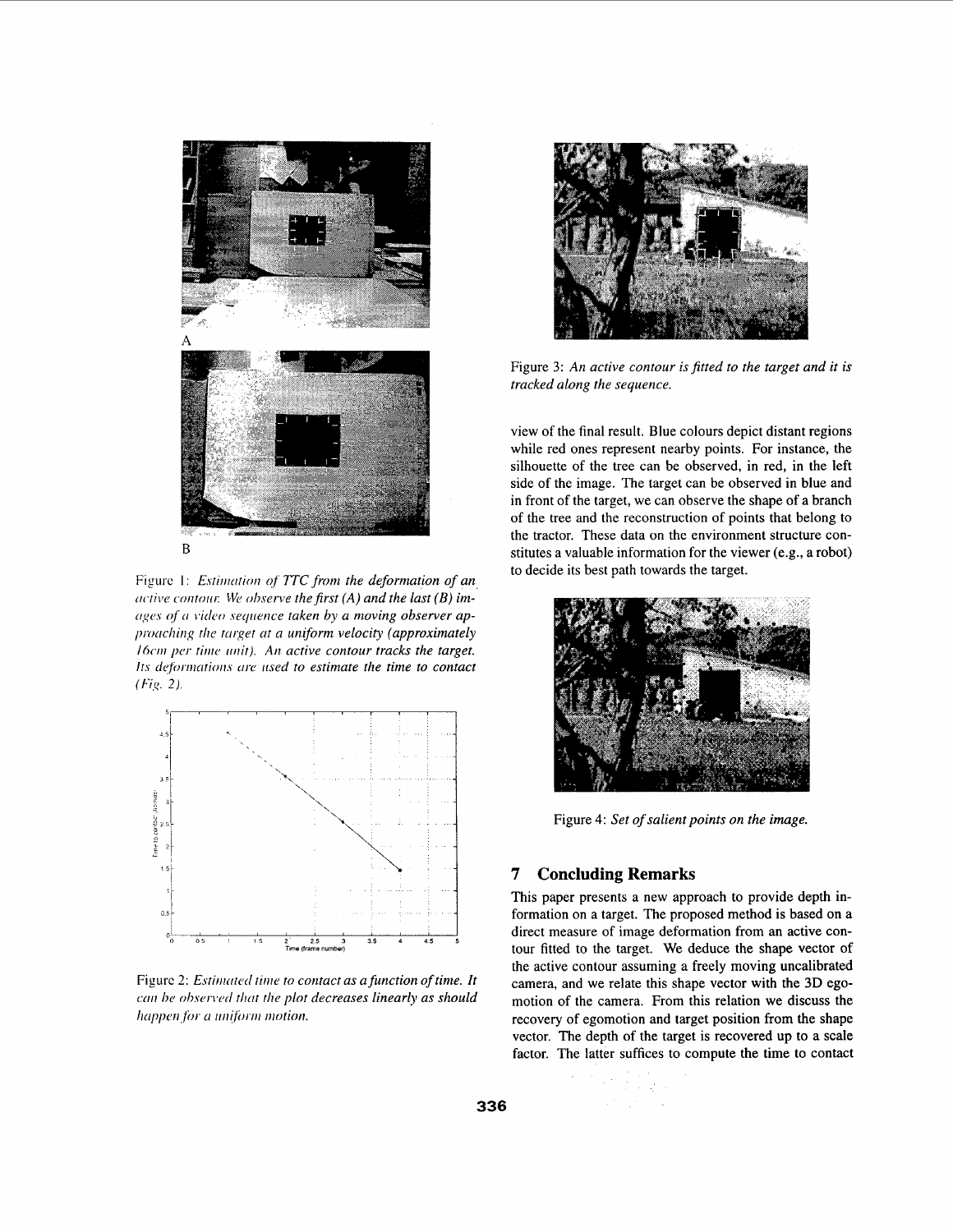Figure 1: *Estimation of TTC from the deformation of an active contour. We observe the first (A) and the last (B) images of a video sequence taken by a moving observer approaching the target at a uniform velocity (approximately 16cm per time unit). An active contour tracks the target. Its deformations are used to estimate the time to contact (Fig. 2).*

Figure 2: *Estimated time to contact as a function of time. It can be observed that the plot decreases linearly as should happen for a uniform motion.*

Figure 3: *An active contour is fitted to the target and it is tracked along the sequence.*

view of the final result. Blue colours depict distant regions while red ones represent nearby points. For instance, the silhouette of the tree can be observed, in red, in the left side of the image. The target can be observed in blue and in front of the target, we can observe the shape of a branch of the tree and the reconstruction of points that belong to the tractor. These data on the environment structure constitutes a valuable information for the viewer (e.g., a robot) to decide its best path towards the target.

Figure 4: *Set of salient points on the image.*

## 7 Concluding Remarks

This paper presents a new approach to provide depth information on a target. The proposed method is based on a direct measure of image deformation from an active contour fitted to the target. We deduce the shape vector of the active contour assuming a freely moving uncalibrated camera, and we relate this shape vector with the 3D egomotion of the camera. From this relation we discuss the recovery of egomotion and target position from the shape vector. The depth of the target is recovered up to a scale factor. The latter suffices to compute the time to contact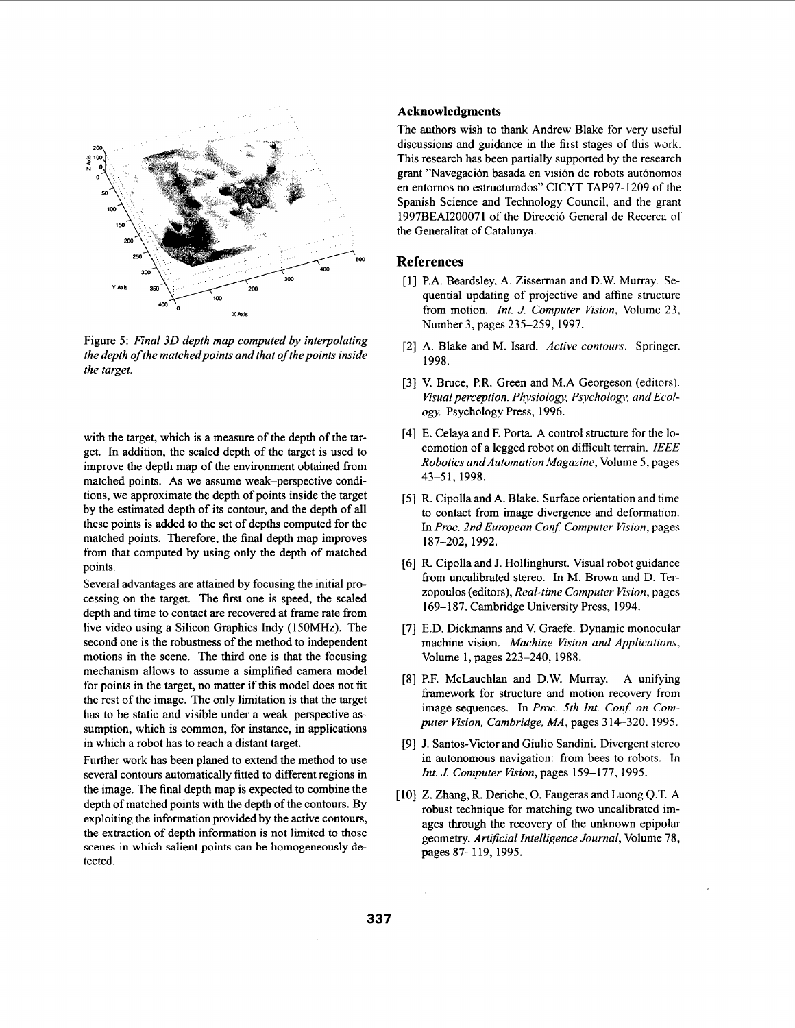200
100
0
Z Axis
0
50
100
150
200
250
300
Y Axis
350
400
0
100
200
300
400
500
X Axis

Figure 5: *Final 3D depth map computed by interpolating the depth of the matched points and that of the points inside the target.*

with the target, which is a measure of the depth of the target. In addition, the scaled depth of the target is used to improve the depth map of the environment obtained from matched points. As we assume weak–perspective conditions, we approximate the depth of points inside the target by the estimated depth of its contour, and the depth of all these points is added to the set of depths computed for the matched points. Therefore, the final depth map improves from that computed by using only the depth of matched points.

Several advantages are attained by focusing the initial processing on the target. The first one is speed, the scaled depth and time to contact are recovered at frame rate from live video using a Silicon Graphics Indy (150MHz). The second one is the robustness of the method to independent motions in the scene. The third one is that the focusing mechanism allows to assume a simplified camera model for points in the target, no matter if this model does not fit the rest of the image. The only limitation is that the target has to be static and visible under a weak–perspective assumption, which is common, for instance, in applications in which a robot has to reach a distant target.

Further work has been planed to extend the method to use several contours automatically fitted to different regions in the image. The final depth map is expected to combine the depth of matched points with the depth of the contours. By exploiting the information provided by the active contours, the extraction of depth information is not limited to those scenes in which salient points can be homogeneously detected.

## Acknowledgments

The authors wish to thank Andrew Blake for very useful discussions and guidance in the first stages of this work. This research has been partially supported by the research grant "Navegación basada en visión de robots autónomos en entornos no estructurados" CICYT TAP97-1209 of the Spanish Science and Technology Council, and the grant 1997BEAI200071 of the Direcció General de Recerca of the Generalitat of Catalunya.

## References

[1] P.A. Beardsley, A. Zisserman and D.W. Murray. Sequential updating of projective and affine structure from motion. *Int. J. Computer Vision*, Volume 23, Number 3, pages 235–259, 1997.

[2] A. Blake and M. Isard. *Active contours*. Springer. 1998.

[3] V. Bruce, P.R. Green and M.A Georgeson (editors). *Visual perception. Physiology, Psychology, and Ecology.* Psychology Press, 1996.

[4] E. Celaya and F. Porta. A control structure for the locomotion of a legged robot on difficult terrain. *IEEE Robotics and Automation Magazine*, Volume 5, pages 43–51, 1998.

[5] R. Cipolla and A. Blake. Surface orientation and time to contact from image divergence and deformation. In *Proc. 2nd European Conf. Computer Vision*, pages 187–202, 1992.

[6] R. Cipolla and J. Hollinghurst. Visual robot guidance from uncalibrated stereo. In M. Brown and D. Terzopoulos (editors), *Real-time Computer Vision*, pages 169–187. Cambridge University Press, 1994.

[7] E.D. Dickmanns and V. Graefe. Dynamic monocular machine vision. *Machine Vision and Applications*, Volume 1, pages 223–240, 1988.

[8] P.F. McLauchlan and D.W. Murray. A unifying framework for structure and motion recovery from image sequences. In *Proc. 5th Int. Conf. on Computer Vision, Cambridge, MA*, pages 314–320, 1995.

[9] J. Santos-Victor and Giulio Sandini. Divergent stereo in autonomous navigation: from bees to robots. In *Int. J. Computer Vision*, pages 159–177, 1995.

[10] Z. Zhang, R. Deriche, O. Faugeras and Luong Q.T. A robust technique for matching two uncalibrated images through the recovery of the unknown epipolar geometry. *Artificial Intelligence Journal*, Volume 78, pages 87–119, 1995.